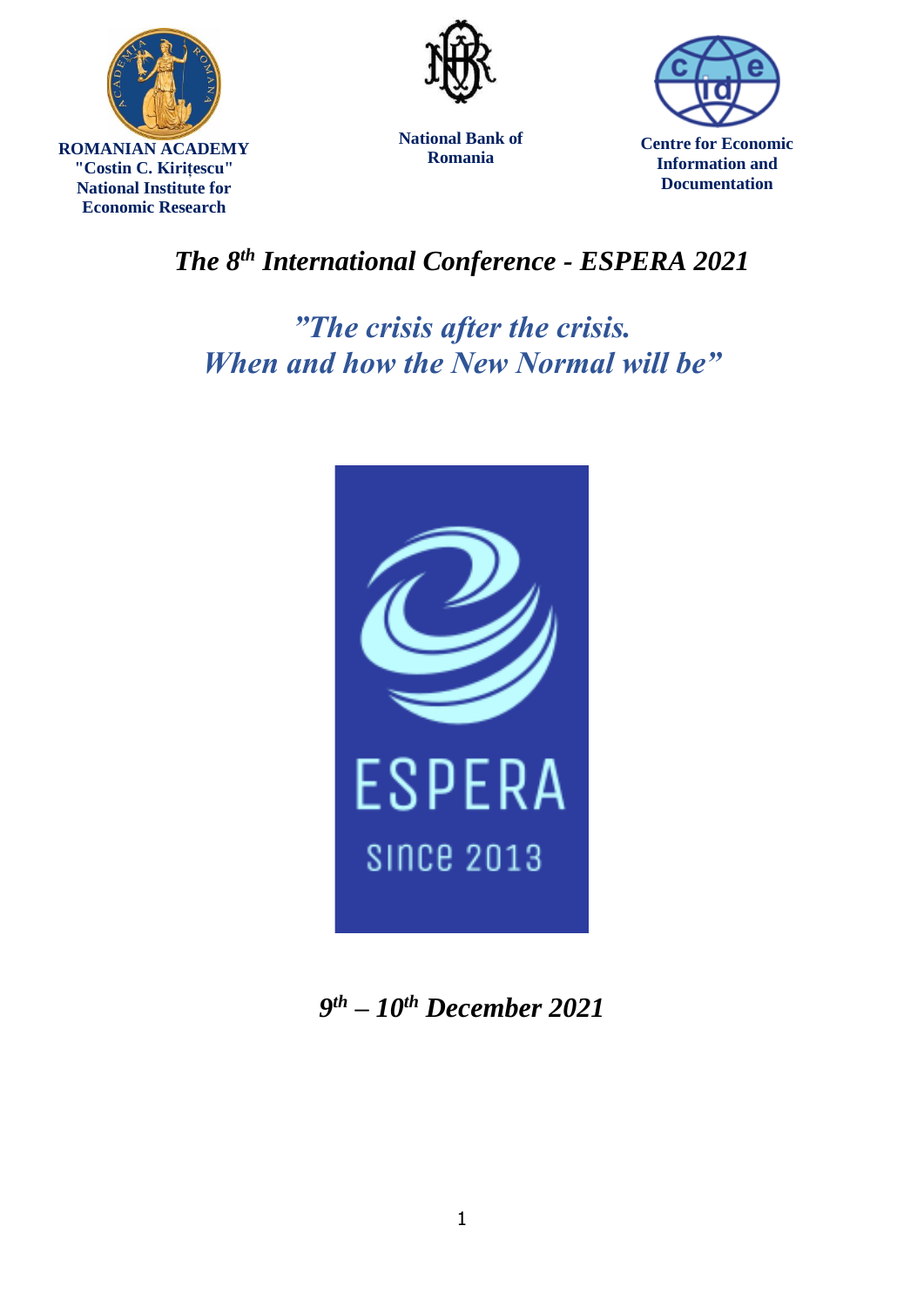**ROMANIAN ACADEMY**
**"Costin C. Kirițescu" National Institute for Economic Research**

**National Bank of Romania**

**Centre for Economic Information and Documentation**

# *The 8th International Conference - ESPERA 2021*

## *"The crisis after the crisis. When and how the New Normal will be"*

ESPERA

since 2013

***9th – 10th December 2021***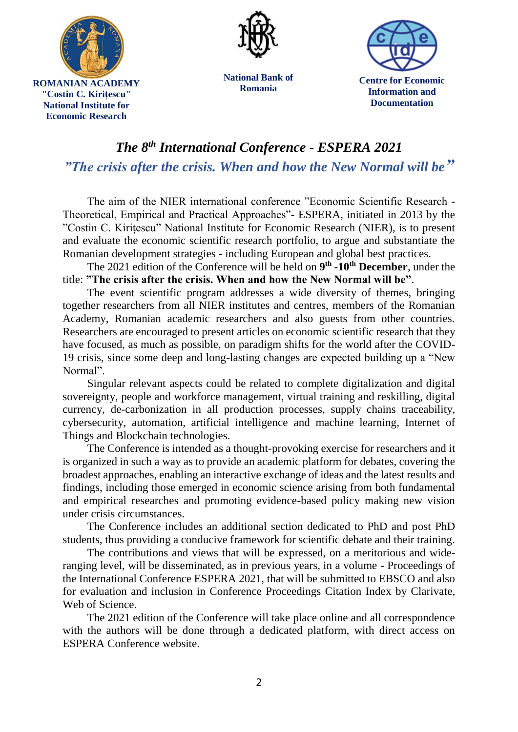**ROMANIAN ACADEMY**
**"Costin C. Kirițescu" National Institute for Economic Research**

**National Bank of Romania**

**Centre for Economic Information and Documentation**

# *The 8th International Conference - ESPERA 2021*

## *”The crisis after the crisis. When and how the New Normal will be”*

The aim of the NIER international conference ”Economic Scientific Research - Theoretical, Empirical and Practical Approaches”- ESPERA, initiated in 2013 by the ”Costin C. Kirițescu” National Institute for Economic Research (NIER), is to present and evaluate the economic scientific research portfolio, to argue and substantiate the Romanian development strategies - including European and global best practices.

The 2021 edition of the Conference will be held on **9th -10th December**, under the title: **”The crisis after the crisis. When and how the New Normal will be”**.

The event scientific program addresses a wide diversity of themes, bringing together researchers from all NIER institutes and centres, members of the Romanian Academy, Romanian academic researchers and also guests from other countries. Researchers are encouraged to present articles on economic scientific research that they have focused, as much as possible, on paradigm shifts for the world after the COVID-19 crisis, since some deep and long-lasting changes are expected building up a “New Normal”.

Singular relevant aspects could be related to complete digitalization and digital sovereignty, people and workforce management, virtual training and reskilling, digital currency, de-carbonization in all production processes, supply chains traceability, cybersecurity, automation, artificial intelligence and machine learning, Internet of Things and Blockchain technologies.

The Conference is intended as a thought-provoking exercise for researchers and it is organized in such a way as to provide an academic platform for debates, covering the broadest approaches, enabling an interactive exchange of ideas and the latest results and findings, including those emerged in economic science arising from both fundamental and empirical researches and promoting evidence-based policy making new vision under crisis circumstances.

The Conference includes an additional section dedicated to PhD and post PhD students, thus providing a conducive framework for scientific debate and their training.

The contributions and views that will be expressed, on a meritorious and wide-ranging level, will be disseminated, as in previous years, in a volume - Proceedings of the International Conference ESPERA 2021, that will be submitted to EBSCO and also for evaluation and inclusion in Conference Proceedings Citation Index by Clarivate, Web of Science.

The 2021 edition of the Conference will take place online and all correspondence with the authors will be done through a dedicated platform, with direct access on ESPERA Conference website.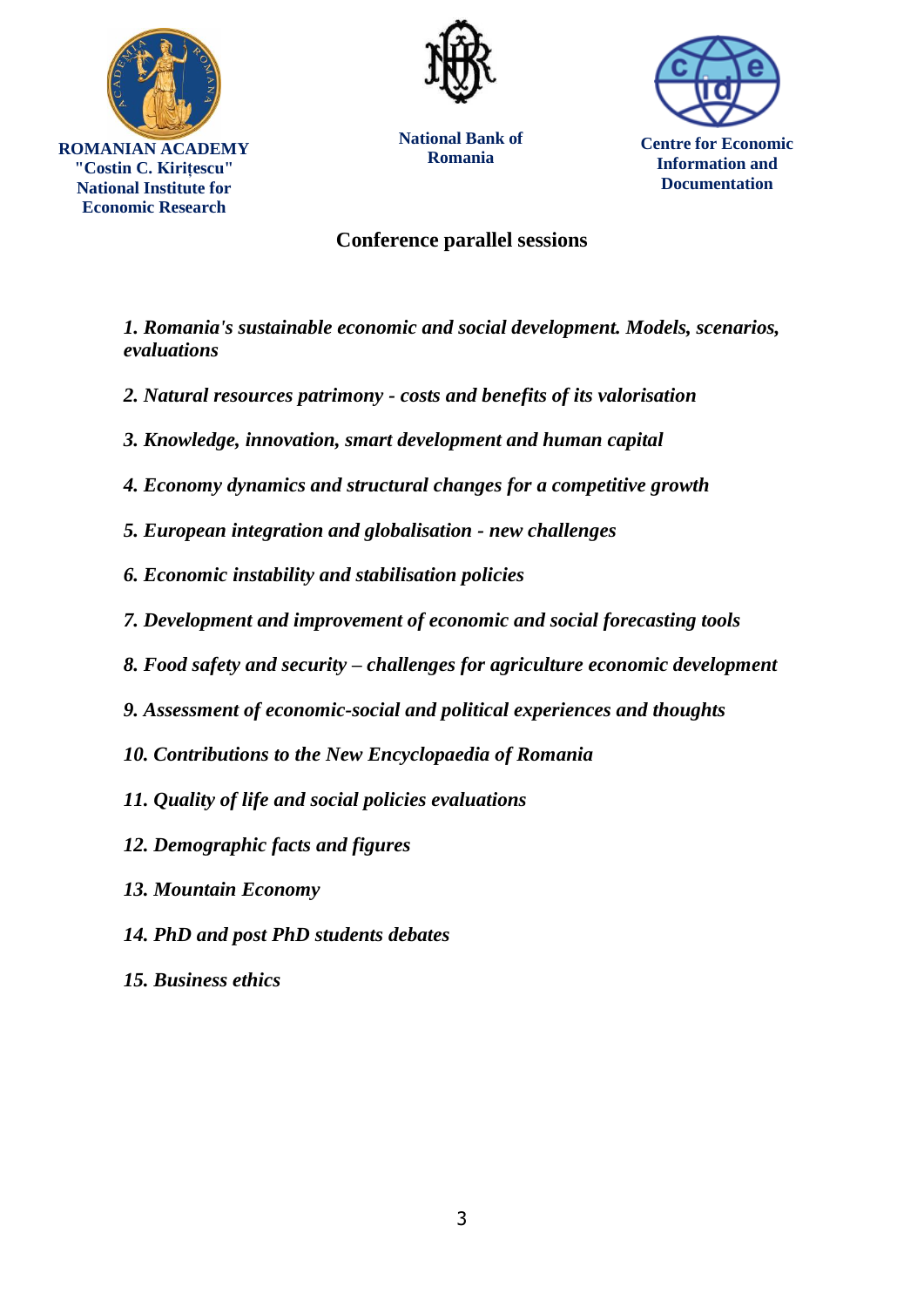**ROMANIAN ACADEMY**
**"Costin C. Kirițescu"**
**National Institute for**
**Economic Research**

**National Bank of Romania**

**Centre for Economic Information and Documentation**

## Conference parallel sessions

***1. Romania's sustainable economic and social development. Models, scenarios, evaluations***

***2. Natural resources patrimony - costs and benefits of its valorisation***

***3. Knowledge, innovation, smart development and human capital***

***4. Economy dynamics and structural changes for a competitive growth***

***5. European integration and globalisation - new challenges***

***6. Economic instability and stabilisation policies***

***7. Development and improvement of economic and social forecasting tools***

***8. Food safety and security – challenges for agriculture economic development***

***9. Assessment of economic-social and political experiences and thoughts***

***10. Contributions to the New Encyclopaedia of Romania***

***11. Quality of life and social policies evaluations***

***12. Demographic facts and figures***

***13. Mountain Economy***

***14. PhD and post PhD students debates***

***15. Business ethics***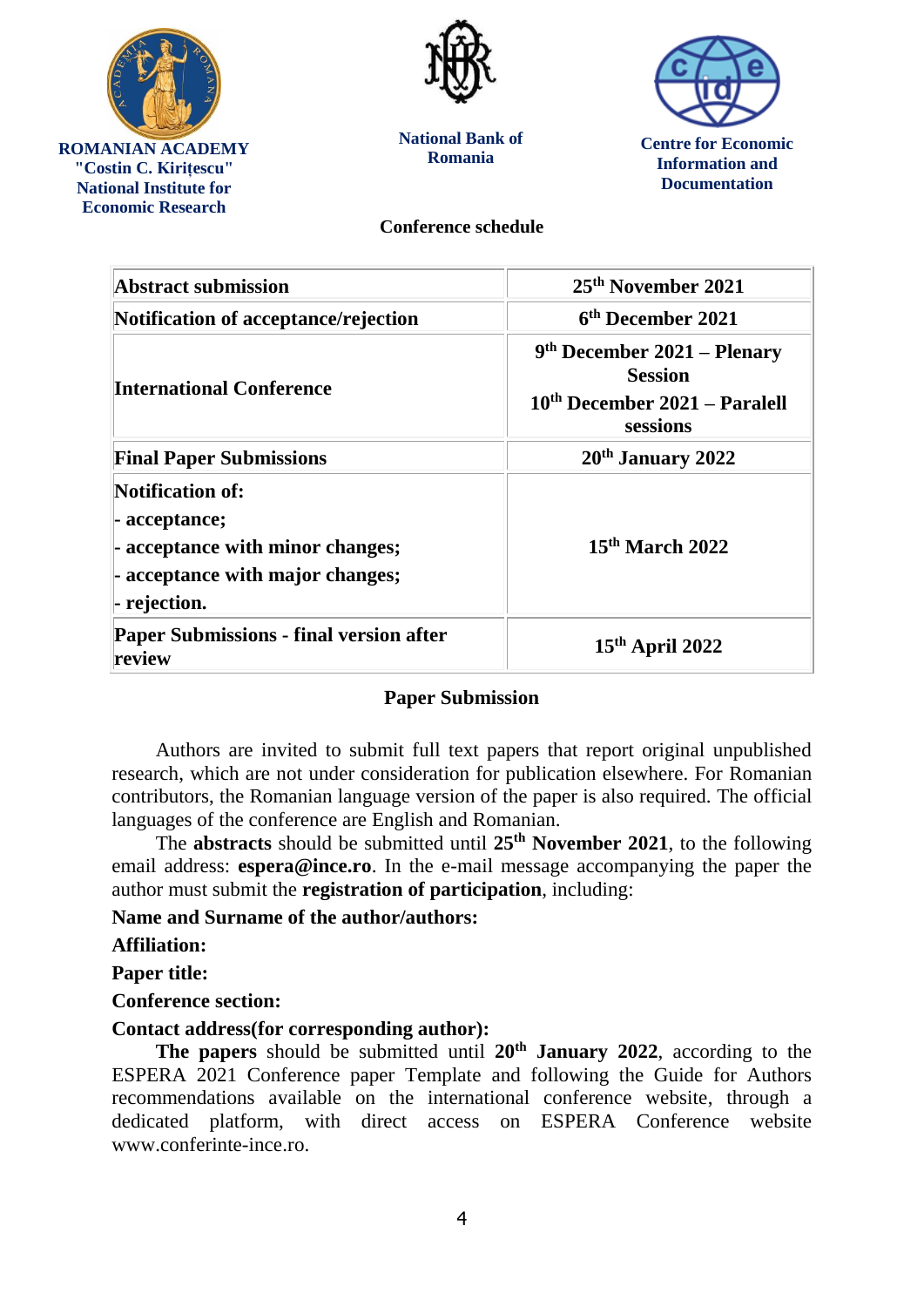**ROMANIAN ACADEMY**
**"Costin C. Kirițescu" National Institute for Economic Research**

**National Bank of Romania**

**Centre for Economic Information and Documentation**

## Conference schedule

| | |
|---|---|
| **Abstract submission** | **25th November 2021** |
| **Notification of acceptance/rejection** | **6th December 2021** |
| **International Conference** | **9th December 2021 – Plenary Session**<br>**10th December 2021 – Paralell sessions** |
| **Final Paper Submissions** | **20th January 2022** |
| **Notification of:**<br>**- acceptance;**<br>**- acceptance with minor changes;**<br>**- acceptance with major changes;**<br>**- rejection.** | **15th March 2022** |
| **Paper Submissions - final version after review** | **15th April 2022** |

## Paper Submission

Authors are invited to submit full text papers that report original unpublished research, which are not under consideration for publication elsewhere. For Romanian contributors, the Romanian language version of the paper is also required. The official languages of the conference are English and Romanian.

The **abstracts** should be submitted until **25th November 2021**, to the following email address: **espera@ince.ro**. In the e-mail message accompanying the paper the author must submit the **registration of participation**, including:

**Name and Surname of the author/authors:**

**Affiliation:**

**Paper title:**

**Conference section:**

**Contact address(for corresponding author):**

**The papers** should be submitted until **20th January 2022**, according to the ESPERA 2021 Conference paper Template and following the Guide for Authors recommendations available on the international conference website, through a dedicated platform, with direct access on ESPERA Conference website www.conferinte-ince.ro.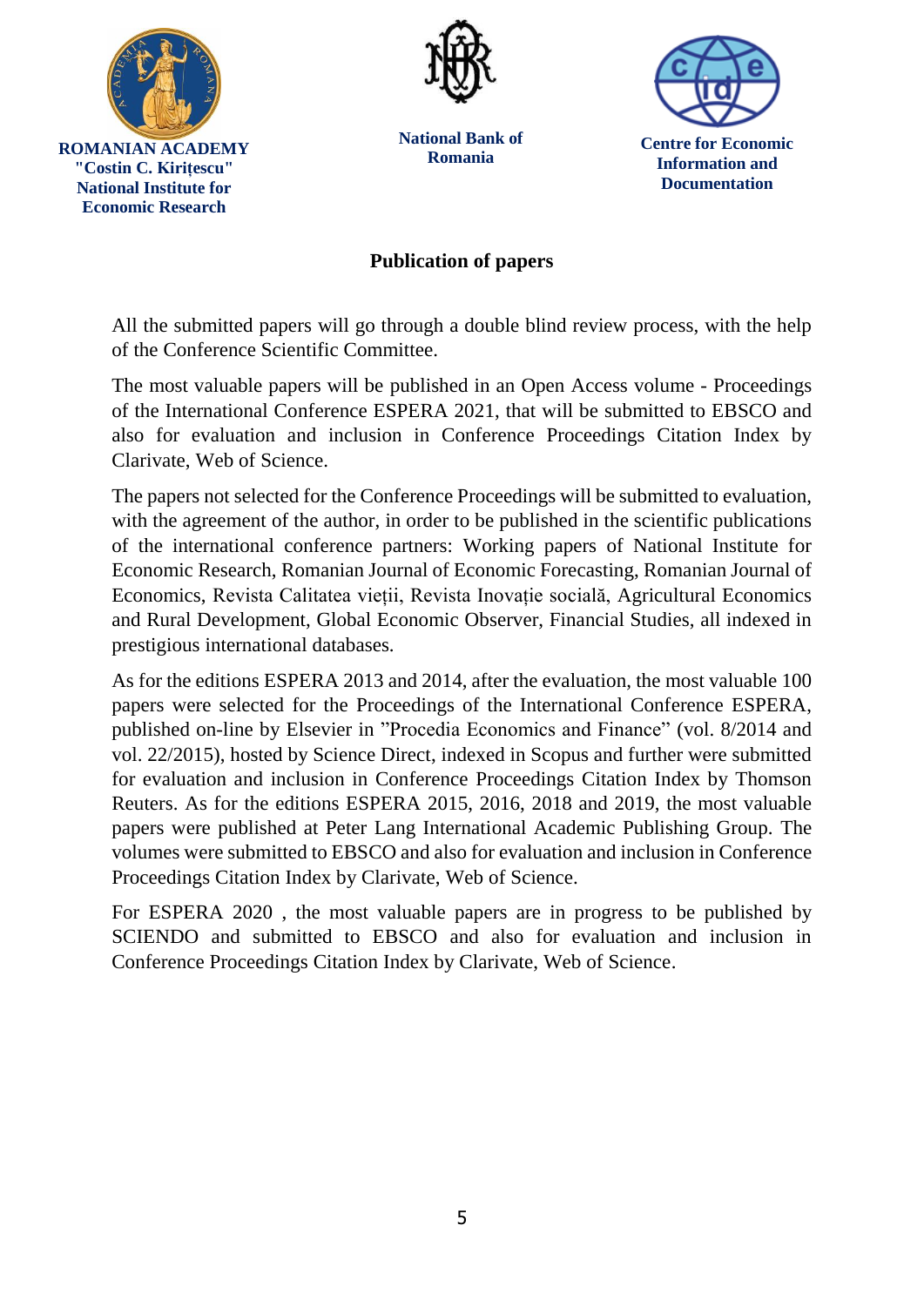ROMANIAN ACADEMY
"Costin C. Kirițescu"
National Institute for
Economic Research

National Bank of
Romania

Centre for Economic
Information and
Documentation

## Publication of papers

All the submitted papers will go through a double blind review process, with the help of the Conference Scientific Committee.

The most valuable papers will be published in an Open Access volume - Proceedings of the International Conference ESPERA 2021, that will be submitted to EBSCO and also for evaluation and inclusion in Conference Proceedings Citation Index by Clarivate, Web of Science.

The papers not selected for the Conference Proceedings will be submitted to evaluation, with the agreement of the author, in order to be published in the scientific publications of the international conference partners: Working papers of National Institute for Economic Research, Romanian Journal of Economic Forecasting, Romanian Journal of Economics, Revista Calitatea vieții, Revista Inovație socială, Agricultural Economics and Rural Development, Global Economic Observer, Financial Studies, all indexed in prestigious international databases.

As for the editions ESPERA 2013 and 2014, after the evaluation, the most valuable 100 papers were selected for the Proceedings of the International Conference ESPERA, published on-line by Elsevier in "Procedia Economics and Finance" (vol. 8/2014 and vol. 22/2015), hosted by Science Direct, indexed in Scopus and further were submitted for evaluation and inclusion in Conference Proceedings Citation Index by Thomson Reuters. As for the editions ESPERA 2015, 2016, 2018 and 2019, the most valuable papers were published at Peter Lang International Academic Publishing Group. The volumes were submitted to EBSCO and also for evaluation and inclusion in Conference Proceedings Citation Index by Clarivate, Web of Science.

For ESPERA 2020 , the most valuable papers are in progress to be published by SCIENDO and submitted to EBSCO and also for evaluation and inclusion in Conference Proceedings Citation Index by Clarivate, Web of Science.